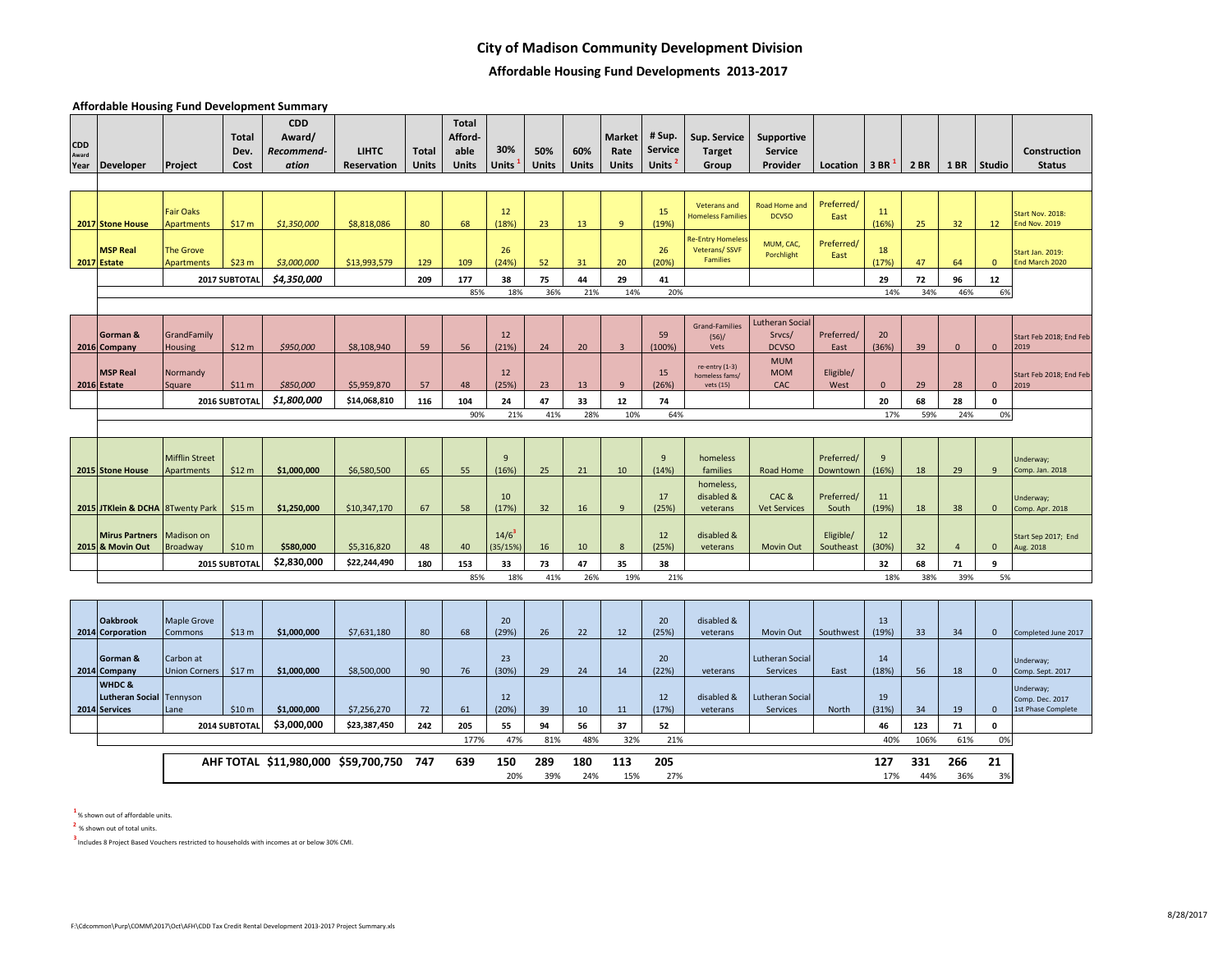# City of Madison Community Development Division

## Affordable Housing Fund Developments 2013-2017

### Affordable Housing Fund Development Summary

| CDD Award Year | Developer | Project | Total Dev. Cost | CDD Award/ Recommend-ation | LIHTC Reservation | Total Units | Total Afford-able Units | 30% Units [1] | 50% Units | 60% Units | Market Rate Units | # Sup. Service Units [2] | Sup. Service Target Group | Supportive Service Provider | Location | 3 BR [1] | 2 BR | 1 BR | Studio | Construction Status |
|---|---|---|---|---|---|---|---|---|---|---|---|---|---|---|---|---|---|---|---|---|
| 2017 | Stone House | Fair Oaks Apartments | $17 m | *$1,350,000* | $8,818,086 | 80 | 68 | 12 (18%) | 23 | 13 | 9 | 15 (19%) | Veterans and Homeless Families | Road Home and DCVSO | Preferred/ East | 11 (16%) | 25 | 32 | 12 | Start Nov. 2018: End Nov. 2019 |
| 2017 | MSP Real Estate | The Grove Apartments | $23 m | *$3,000,000* | $13,993,579 | 129 | 109 | 26 (24%) | 52 | 31 | 20 | 26 (20%) | Re-Entry Homeless Veterans/ SSVF Families | MUM, CAC, Porchlight | Preferred/ East | 18 (17%) | 47 | 64 | 0 | Start Jan. 2019: End March 2020 |
| | | **2017 SUBTOTAL** | | ***$4,350,000*** | | **209** | **177** | **38** | **75** | **44** | **29** | **41** | | | | **29** | **72** | **96** | **12** | |
| | | | | | | | 85% | 18% | 36% | 21% | 14% | 20% | | | | 14% | 34% | 46% | 6% | |
| 2016 | Gorman & Company | GrandFamily Housing | $12 m | *$950,000* | $8,108,940 | 59 | 56 | 12 (21%) | 24 | 20 | 3 | 59 (100%) | Grand-Families (56)/ Vets | Lutheran Social Srvcs/ DCVSO | Preferred/ East | 20 (36%) | 39 | 0 | 0 | Start Feb 2018; End Feb 2019 |
| 2016 | MSP Real Estate | Normandy Square | $11 m | *$850,000* | $5,959,870 | 57 | 48 | 12 (25%) | 23 | 13 | 9 | 15 (26%) | re-entry (1-3) homeless fams/ vets (15) | MUM MOM CAC | Eligible/ West | 0 | 29 | 28 | 0 | Start Feb 2018; End Feb 2019 |
| | | **2016 SUBTOTAL** | | ***$1,800,000*** | **$14,068,810** | **116** | **104** | **24** | **47** | **33** | **12** | **74** | | | | **20** | **68** | **28** | **0** | |
| | | | | | | | 90% | 21% | 41% | 28% | 10% | 64% | | | | 17% | 59% | 24% | 0% | |
| 2015 | Stone House | Mifflin Street Apartments | $12 m | **$1,000,000** | $6,580,500 | 65 | 55 | 9 (16%) | 25 | 21 | 10 | 9 (14%) | homeless families | Road Home | Preferred/ Downtown | 9 (16%) | 18 | 29 | 9 | Underway; Comp. Jan. 2018 |
| 2015 | JTKlein & DCHA | 8Twenty Park | $15 m | **$1,250,000** | $10,347,170 | 67 | 58 | 10 (17%) | 32 | 16 | 9 | 17 (25%) | homeless, disabled & veterans | CAC & Vet Services | Preferred/ South | 11 (19%) | 18 | 38 | 0 | Underway; Comp. Apr. 2018 |
| 2015 | Mirus Partners & Movin Out | Madison on Broadway | $10 m | **$580,000** | $5,316,820 | 48 | 40 | 14/6[3] (35/15%) | 16 | 10 | 8 | 12 (25%) | disabled & veterans | Movin Out | Eligible/ Southeast | 12 (30%) | 32 | 4 | 0 | Start Sep 2017; End Aug. 2018 |
| | | **2015 SUBTOTAL** | | **$2,830,000** | **$22,244,490** | **180** | **153** | **33** | **73** | **47** | **35** | **38** | | | | **32** | **68** | **71** | **9** | |
| | | | | | | | 85% | 18% | 41% | 26% | 19% | 21% | | | | 18% | 38% | 39% | 5% | |
| 2014 | Oakbrook Corporation | Maple Grove Commons | $13 m | **$1,000,000** | $7,631,180 | 80 | 68 | 20 (29%) | 26 | 22 | 12 | 20 (25%) | disabled & veterans | Movin Out | Southwest | 13 (19%) | 33 | 34 | 0 | Completed June 2017 |
| 2014 | Gorman & Company | Carbon at Union Corners | $17 m | **$1,000,000** | $8,500,000 | 90 | 76 | 23 (30%) | 29 | 24 | 14 | 20 (22%) | veterans | Lutheran Social Services | East | 14 (18%) | 56 | 18 | 0 | Underway; Comp. Sept. 2017 |
| 2014 | WHDC & Lutheran Social Services | Tennyson Lane | $10 m | **$1,000,000** | $7,256,270 | 72 | 61 | 12 (20%) | 39 | 10 | 11 | 12 (17%) | disabled & veterans | Lutheran Social Services | North | 19 (31%) | 34 | 19 | 0 | Underway; Comp. Dec. 2017 1st Phase Complete |
| | | **2014 SUBTOTAL** | | **$3,000,000** | **$23,387,450** | **242** | **205** | **55** | **94** | **56** | **37** | **52** | | | | **46** | **123** | **71** | **0** | |
| | | | | | | | 177% | 47% | 81% | 48% | 32% | 21% | | | | 40% | 106% | 61% | 0% | |
| | | | **AHF TOTAL** | **$11,980,000** | **$59,700,750** | **747** | **639** | **150** | **289** | **180** | **113** | **205** | | | | **127** | **331** | **266** | **21** | |
| | | | | | | | | 20% | 39% | 24% | 15% | 27% | | | | 17% | 44% | 36% | 3% | |

[1] % shown out of affordable units.

[2] % shown out of total units.

[3] Includes 8 Project Based Vouchers restricted to households with incomes at or below 30% CMI.

F:\Cdcommon\Purp\COMM\2017\Oct\AFH\CDD Tax Credit Rental Development 2013-2017 Project Summary.xls

8/28/2017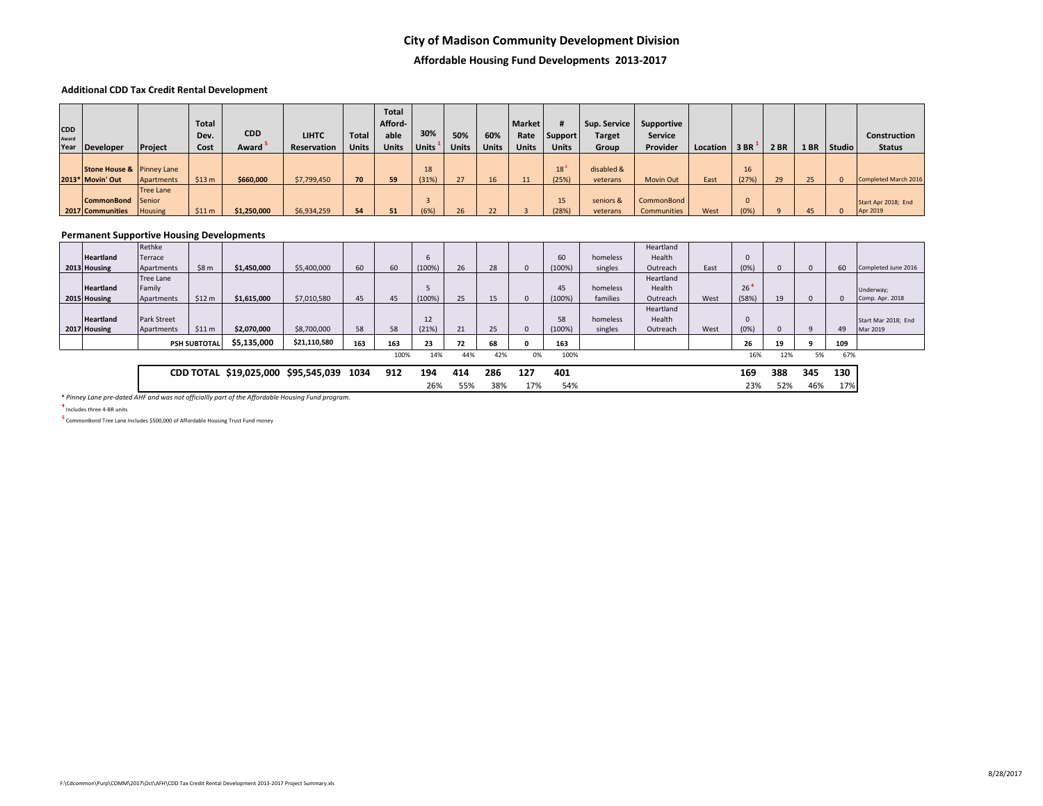# City of Madison Community Development Division

## Affordable Housing Fund Developments 2013-2017

### Additional CDD Tax Credit Rental Development

| CDD Award Year | Developer | Project | Total Dev. Cost | CDD Award [5] | LIHTC Reservation | Total Units | Total Afford-able Units | 30% Units [1] | 50% Units | 60% Units | Market Rate Units | # Support Units | Sup. Service Target Group | Supportive Service Provider | Location | 3 BR [1] | 2 BR | 1 BR | Studio | Construction Status |
|---|---|---|---|---|---|---|---|---|---|---|---|---|---|---|---|---|---|---|---|---|
| 2013* | Stone House & Movin' Out | Pinney Lane Apartments | $13 m | $660,000 | $7,799,450 | 70 | 59 | 18 (31%) | 27 | 16 | 11 | 18[4] (25%) | disabled & veterans | Movin Out | East | 16 (27%) | 29 | 25 | 0 | Completed March 2016 |
| 2017 | CommonBond Communities | Tree Lane Senior Housing | $11 m | $1,250,000 | $6,934,259 | 54 | 51 | 3 (6%) | 26 | 22 | 3 | 15 (28%) | seniors & veterans | CommonBond Communities | West | 0 (0%) | 9 | 45 | 0 | Start Apr 2018; End Apr 2019 |

### Permanent Supportive Housing Developments

| CDD Award Year | Developer | Project | Total Dev. Cost | CDD Award [5] | LIHTC Reservation | Total Units | Total Afford-able Units | 30% Units [1] | 50% Units | 60% Units | Market Rate Units | # Support Units | Sup. Service Target Group | Supportive Service Provider | Location | 3 BR [1] | 2 BR | 1 BR | Studio | Construction Status |
|---|---|---|---|---|---|---|---|---|---|---|---|---|---|---|---|---|---|---|---|---|
| 2013 | Heartland Housing | Rethke Terrace Apartments | $8 m | $1,450,000 | $5,400,000 | 60 | 60 | 6 (100%) | 26 | 28 | 0 | 60 (100%) | homeless singles | Heartland Health Outreach | East | 0 (0%) | 0 | 0 | 60 | Completed June 2016 |
| 2015 | Heartland Housing | Tree Lane Family Apartments | $12 m | $1,615,000 | $7,010,580 | 45 | 45 | 5 (100%) | 25 | 15 | 0 | 45 (100%) | homeless families | Heartland Health Outreach | West | 26[4] (58%) | 19 | 0 | 0 | Underway; Comp. Apr. 2018 |
| 2017 | Heartland Housing | Park Street Apartments | $11 m | $2,070,000 | $8,700,000 | 58 | 58 | 12 (21%) | 21 | 25 | 0 | 58 (100%) | homeless singles | Heartland Health Outreach | West | 0 (0%) | 0 | 9 | 49 | Start Mar 2018; End Mar 2019 |
| | | PSH SUBTOTAL | | $5,135,000 | $21,110,580 | 163 | 163 | 23 | 72 | 68 | 0 | 163 | | | | 26 | 19 | 9 | 109 | |
| | | | | | | | 100% | 14% | 44% | 42% | 0% | 100% | | | | 16% | 12% | 5% | 67% | |
| | | CDD TOTAL | | $19,025,000 | $95,545,039 | 1034 | 912 | 194 | 414 | 286 | 127 | 401 | | | | 169 | 388 | 345 | 130 | |
| | | | | | | | | 26% | 55% | 38% | 17% | 54% | | | | 23% | 52% | 46% | 17% | |

*\* Pinney Lane pre-dated AHF and was not officiallly part of the Affordable Housing Fund program.*

[4] Includes three 4-BR units

[5] CommonBond Tree Lane Includes $500,000 of Affordable Housing Trust Fund money

F:\Cdcommon\Purp\COMM\2017\Oct\AFH\CDD Tax Credit Rental Development 2013-2017 Project Summary.xls

8/28/2017